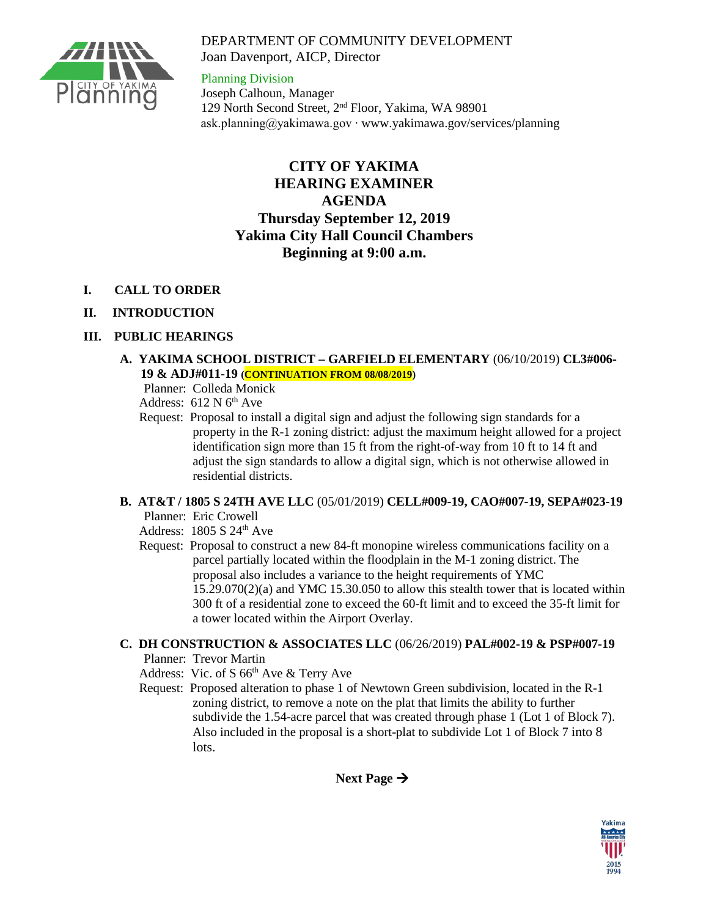DEPARTMENT OF COMMUNITY DEVELOPMENT
Joan Davenport, AICP, Director

Planning Division
Joseph Calhoun, Manager
129 North Second Street, 2nd Floor, Yakima, WA 98901
ask.planning@yakimawa.gov · www.yakimawa.gov/services/planning

# CITY OF YAKIMA
# HEARING EXAMINER
# AGENDA
## Thursday September 12, 2019
## Yakima City Hall Council Chambers
## Beginning at 9:00 a.m.

**I. CALL TO ORDER**

**II. INTRODUCTION**

**III. PUBLIC HEARINGS**

**A. YAKIMA SCHOOL DISTRICT – GARFIELD ELEMENTARY** (06/10/2019) **CL3#006-19 & ADJ#011-19 (CONTINUATION FROM 08/08/2019)**

Planner: Colleda Monick
Address: 612 N 6th Ave
Request: Proposal to install a digital sign and adjust the following sign standards for a property in the R-1 zoning district: adjust the maximum height allowed for a project identification sign more than 15 ft from the right-of-way from 10 ft to 14 ft and adjust the sign standards to allow a digital sign, which is not otherwise allowed in residential districts.

**B. AT&T / 1805 S 24TH AVE LLC** (05/01/2019) **CELL#009-19, CAO#007-19, SEPA#023-19**

Planner: Eric Crowell
Address: 1805 S 24th Ave
Request: Proposal to construct a new 84-ft monopine wireless communications facility on a parcel partially located within the floodplain in the M-1 zoning district. The proposal also includes a variance to the height requirements of YMC 15.29.070(2)(a) and YMC 15.30.050 to allow this stealth tower that is located within 300 ft of a residential zone to exceed the 60-ft limit and to exceed the 35-ft limit for a tower located within the Airport Overlay.

**C. DH CONSTRUCTION & ASSOCIATES LLC** (06/26/2019) **PAL#002-19 & PSP#007-19**

Planner: Trevor Martin
Address: Vic. of S 66th Ave & Terry Ave
Request: Proposed alteration to phase 1 of Newtown Green subdivision, located in the R-1 zoning district, to remove a note on the plat that limits the ability to further subdivide the 1.54-acre parcel that was created through phase 1 (Lot 1 of Block 7). Also included in the proposal is a short-plat to subdivide Lot 1 of Block 7 into 8 lots.

**Next Page →**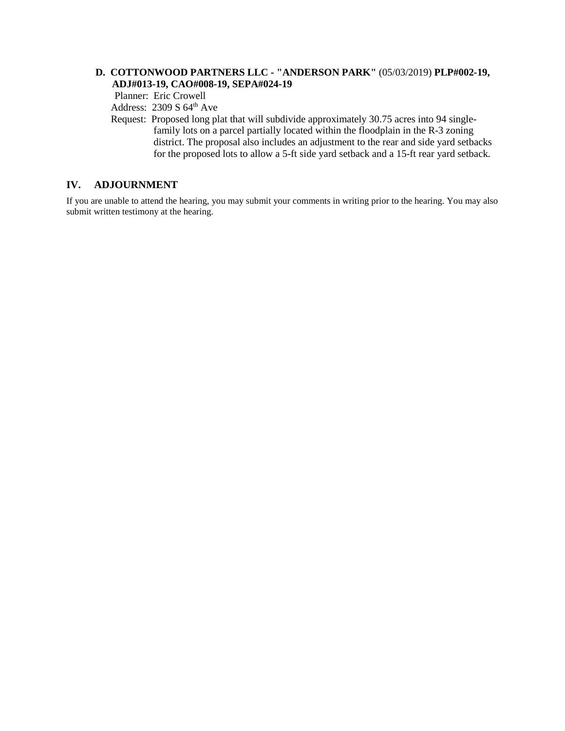**D. COTTONWOOD PARTNERS LLC - "ANDERSON PARK"** (05/03/2019) **PLP#002-19, ADJ#013-19, CAO#008-19, SEPA#024-19**

Planner: Eric Crowell

Address: 2309 S 64th Ave

Request: Proposed long plat that will subdivide approximately 30.75 acres into 94 single-family lots on a parcel partially located within the floodplain in the R-3 zoning district. The proposal also includes an adjustment to the rear and side yard setbacks for the proposed lots to allow a 5-ft side yard setback and a 15-ft rear yard setback.

## IV. ADJOURNMENT

If you are unable to attend the hearing, you may submit your comments in writing prior to the hearing. You may also submit written testimony at the hearing.